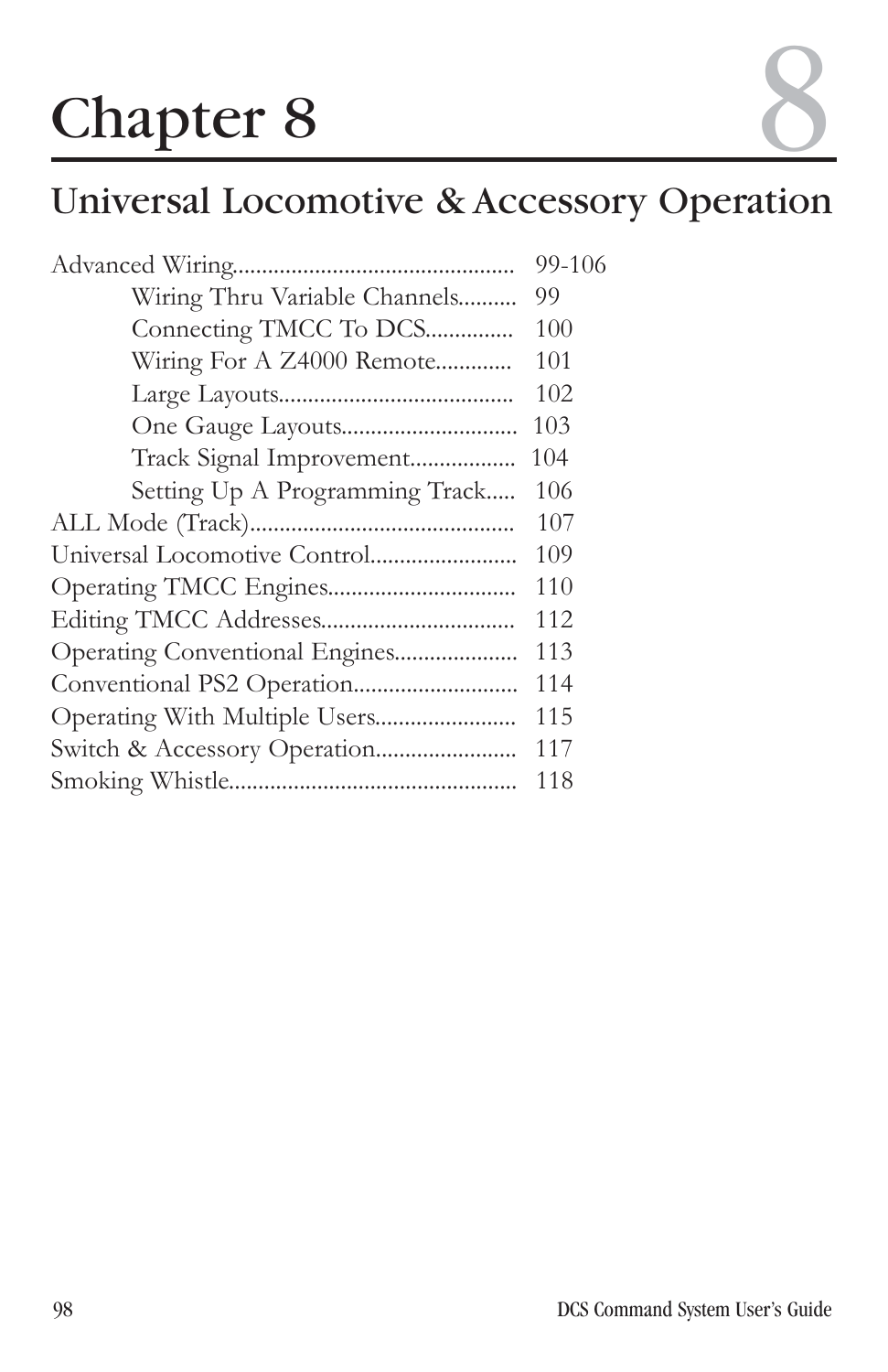# Chapter 8

## Universal Locomotive & Accessory Operation

| | |
|---|---|
| Advanced Wiring | 99-106 |
| Wiring Thru Variable Channels | 99 |
| Connecting TMCC To DCS | 100 |
| Wiring For A Z4000 Remote | 101 |
| Large Layouts | 102 |
| One Gauge Layouts | 103 |
| Track Signal Improvement | 104 |
| Setting Up A Programming Track | 106 |
| ALL Mode (Track) | 107 |
| Universal Locomotive Control | 109 |
| Operating TMCC Engines | 110 |
| Editing TMCC Addresses | 112 |
| Operating Conventional Engines | 113 |
| Conventional PS2 Operation | 114 |
| Operating With Multiple Users | 115 |
| Switch & Accessory Operation | 117 |
| Smoking Whistle | 118 |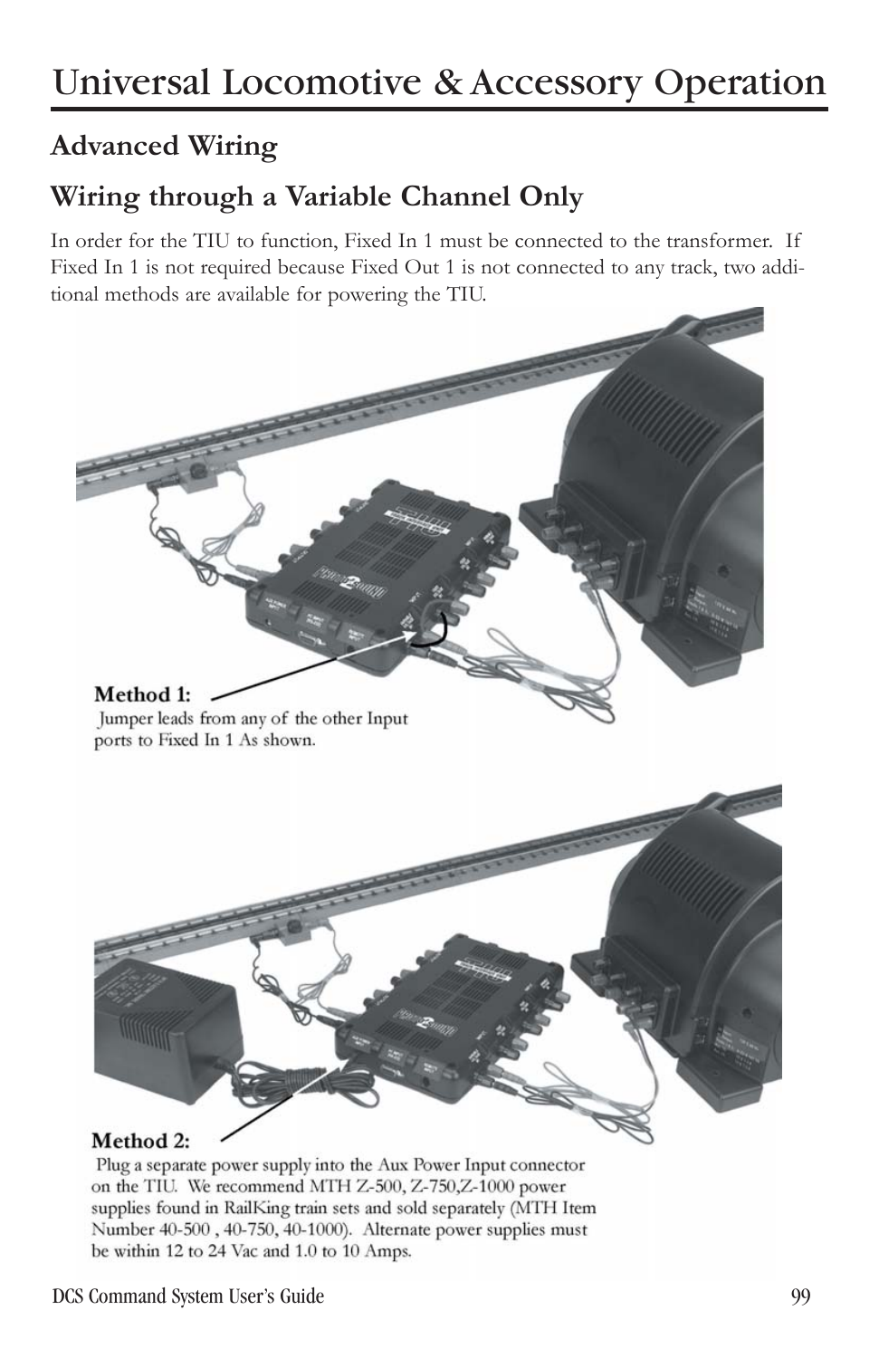# Universal Locomotive & Accessory Operation

## Advanced Wiring

## Wiring through a Variable Channel Only

In order for the TIU to function, Fixed In 1 must be connected to the transformer. If Fixed In 1 is not required because Fixed Out 1 is not connected to any track, two additional methods are available for powering the TIU.

**Method 1:**

Jumper leads from any of the other Input ports to Fixed In 1 As shown.

**Method 2:**

Plug a separate power supply into the Aux Power Input connector on the TIU. We recommend MTH Z-500, Z-750, Z-1000 power supplies found in RailKing train sets and sold separately (MTH Item Number 40-500, 40-750, 40-1000). Alternate power supplies must be within 12 to 24 Vac and 1.0 to 10 Amps.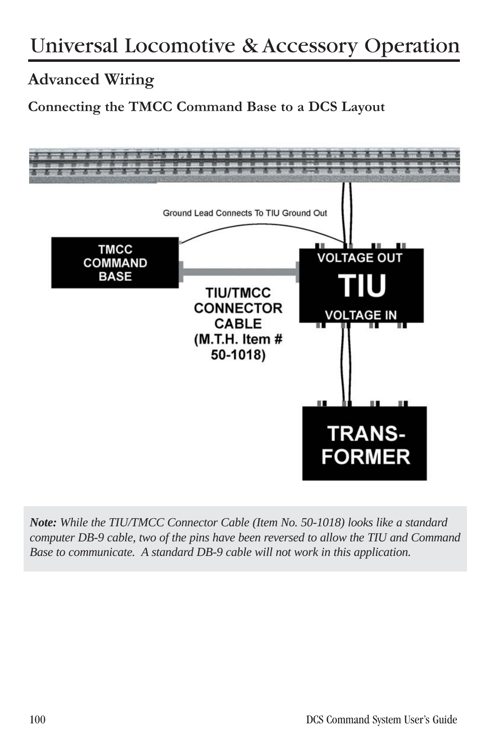# Universal Locomotive & Accessory Operation

## Advanced Wiring

### Connecting the TMCC Command Base to a DCS Layout

Ground Lead Connects To TIU Ground Out

TMCC COMMAND BASE

TIU/TMCC CONNECTOR CABLE (M.T.H. Item # 50-1018)

VOLTAGE OUT

TIU

VOLTAGE IN

TRANS-FORMER

***Note:*** *While the TIU/TMCC Connector Cable (Item No. 50-1018) looks like a standard computer DB-9 cable, two of the pins have been reversed to allow the TIU and Command Base to communicate. A standard DB-9 cable will not work in this application.*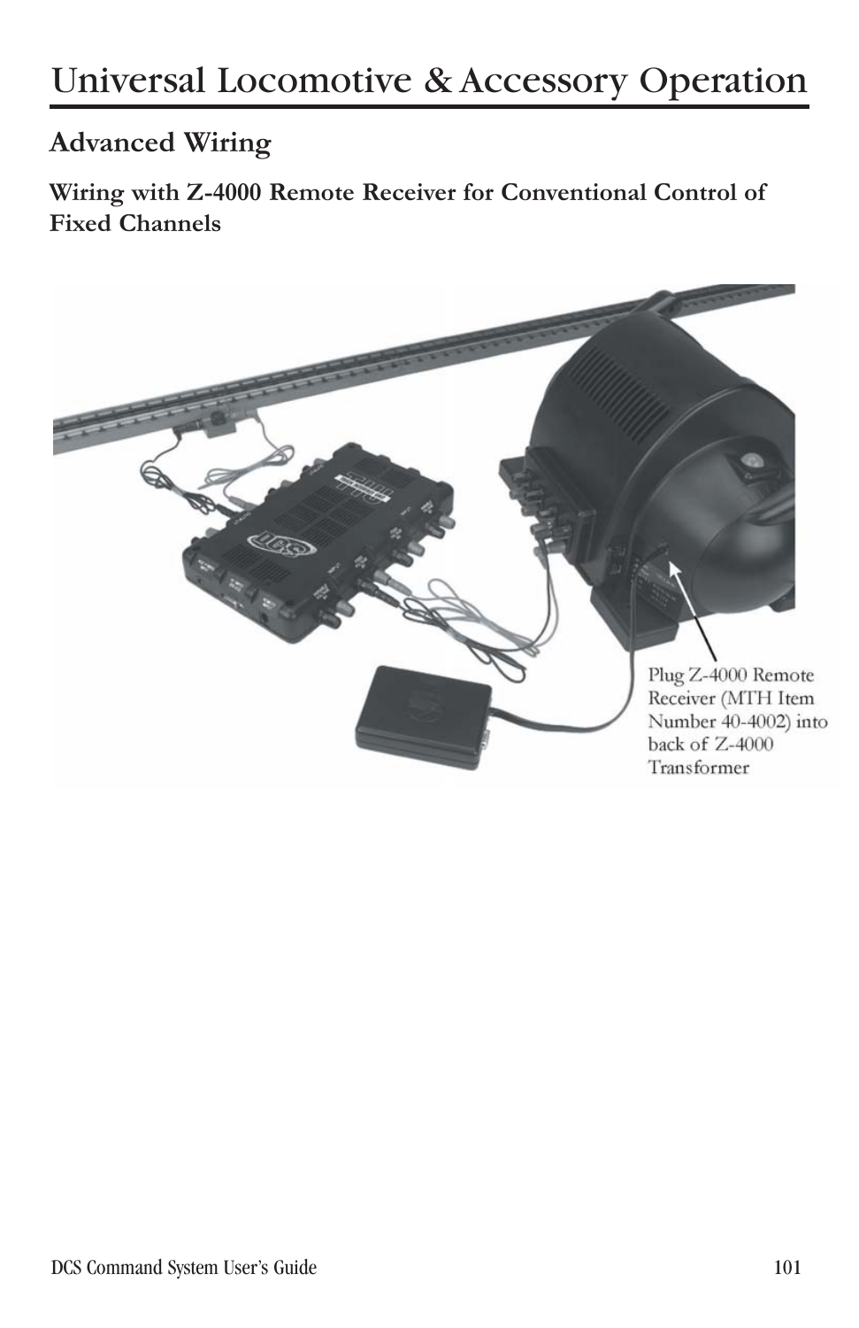# Universal Locomotive & Accessory Operation

## Advanced Wiring

### Wiring with Z-4000 Remote Receiver for Conventional Control of Fixed Channels

Plug Z-4000 Remote Receiver (MTH Item Number 40-4002) into back of Z-4000 Transformer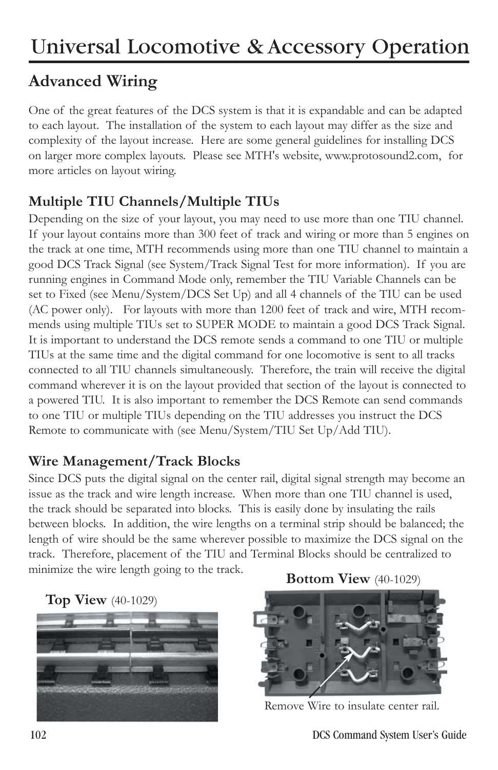# Universal Locomotive & Accessory Operation

## Advanced Wiring

One of the great features of the DCS system is that it is expandable and can be adapted to each layout. The installation of the system to each layout may differ as the size and complexity of the layout increase. Here are some general guidelines for installing DCS on larger more complex layouts. Please see MTH's website, www.protosound2.com, for more articles on layout wiring.

### Multiple TIU Channels/Multiple TIUs

Depending on the size of your layout, you may need to use more than one TIU channel. If your layout contains more than 300 feet of track and wiring or more than 5 engines on the track at one time, MTH recommends using more than one TIU channel to maintain a good DCS Track Signal (see System/Track Signal Test for more information). If you are running engines in Command Mode only, remember the TIU Variable Channels can be set to Fixed (see Menu/System/DCS Set Up) and all 4 channels of the TIU can be used (AC power only). For layouts with more than 1200 feet of track and wire, MTH recommends using multiple TIUs set to SUPER MODE to maintain a good DCS Track Signal. It is important to understand the DCS remote sends a command to one TIU or multiple TIUs at the same time and the digital command for one locomotive is sent to all tracks connected to all TIU channels simultaneously. Therefore, the train will receive the digital command wherever it is on the layout provided that section of the layout is connected to a powered TIU. It is also important to remember the DCS Remote can send commands to one TIU or multiple TIUs depending on the TIU addresses you instruct the DCS Remote to communicate with (see Menu/System/TIU Set Up/Add TIU).

### Wire Management/Track Blocks

Since DCS puts the digital signal on the center rail, digital signal strength may become an issue as the track and wire length increase. When more than one TIU channel is used, the track should be separated into blocks. This is easily done by insulating the rails between blocks. In addition, the wire lengths on a terminal strip should be balanced; the length of wire should be the same wherever possible to maximize the DCS signal on the track. Therefore, placement of the TIU and Terminal Blocks should be centralized to minimize the wire length going to the track.

**Top View** (40-1029)

**Bottom View** (40-1029)

Remove Wire to insulate center rail.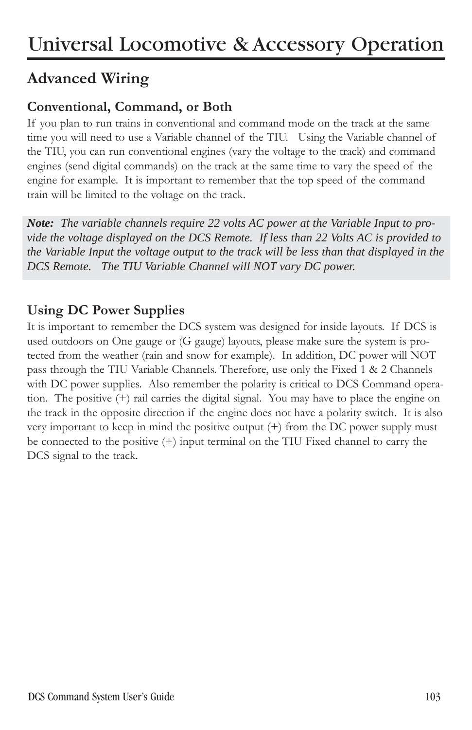# Universal Locomotive & Accessory Operation

## Advanced Wiring

### Conventional, Command, or Both

If you plan to run trains in conventional and command mode on the track at the same time you will need to use a Variable channel of the TIU. Using the Variable channel of the TIU, you can run conventional engines (vary the voltage to the track) and command engines (send digital commands) on the track at the same time to vary the speed of the engine for example. It is important to remember that the top speed of the command train will be limited to the voltage on the track.

***Note:*** *The variable channels require 22 volts AC power at the Variable Input to provide the voltage displayed on the DCS Remote. If less than 22 Volts AC is provided to the Variable Input the voltage output to the track will be less than that displayed in the DCS Remote. The TIU Variable Channel will NOT vary DC power.*

### Using DC Power Supplies

It is important to remember the DCS system was designed for inside layouts. If DCS is used outdoors on One gauge or (G gauge) layouts, please make sure the system is protected from the weather (rain and snow for example). In addition, DC power will NOT pass through the TIU Variable Channels. Therefore, use only the Fixed 1 & 2 Channels with DC power supplies. Also remember the polarity is critical to DCS Command operation. The positive (+) rail carries the digital signal. You may have to place the engine on the track in the opposite direction if the engine does not have a polarity switch. It is also very important to keep in mind the positive output (+) from the DC power supply must be connected to the positive (+) input terminal on the TIU Fixed channel to carry the DCS signal to the track.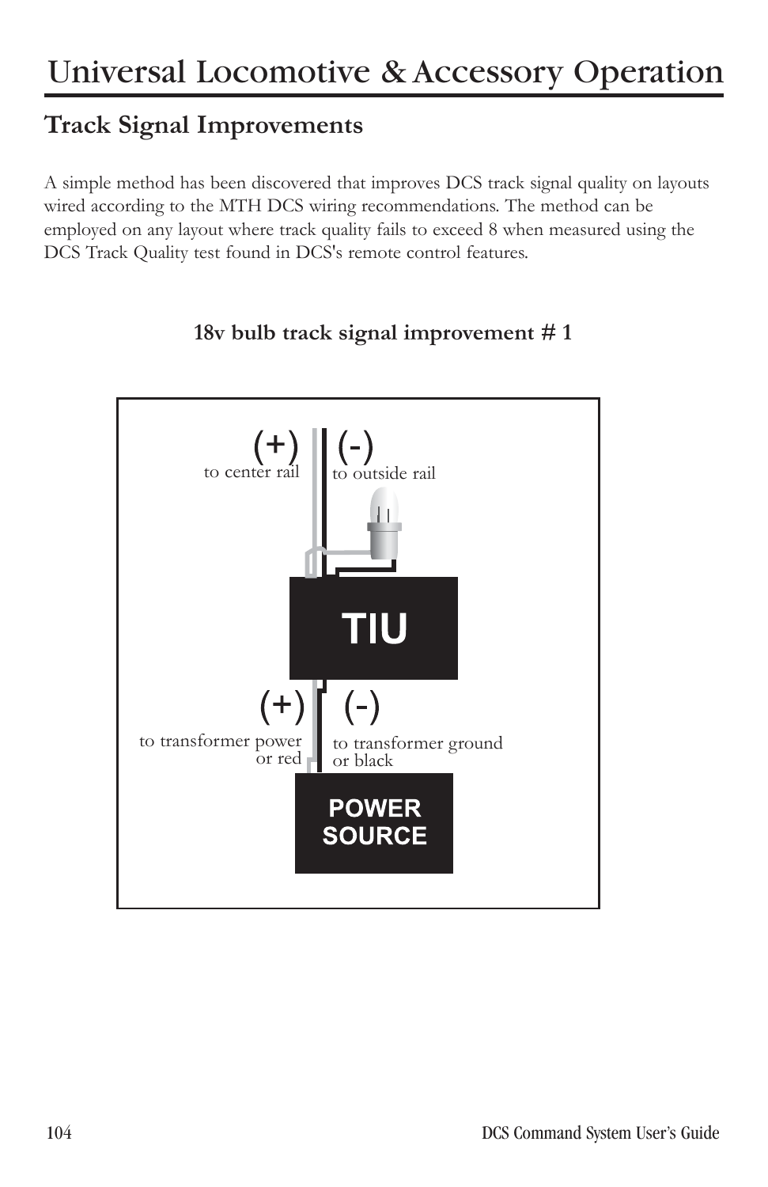# Universal Locomotive & Accessory Operation

## Track Signal Improvements

A simple method has been discovered that improves DCS track signal quality on layouts wired according to the MTH DCS wiring recommendations. The method can be employed on any layout where track quality fails to exceed 8 when measured using the DCS Track Quality test found in DCS's remote control features.

**18v bulb track signal improvement # 1**

(+) to center rail

(-) to outside rail

TIU

(+) to transformer power or red

(-) to transformer ground or black

POWER SOURCE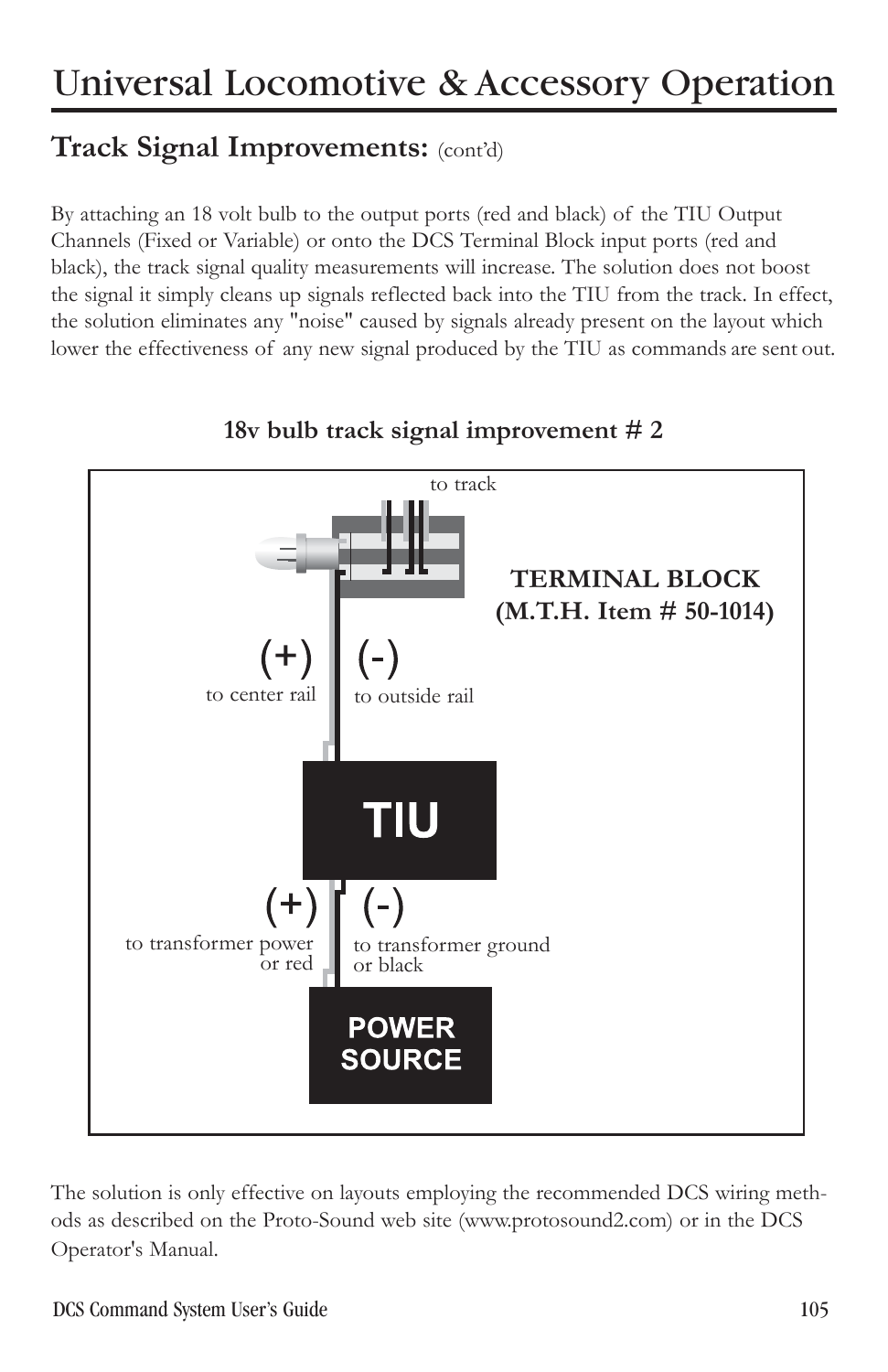# Universal Locomotive & Accessory Operation

## Track Signal Improvements: (cont'd)

By attaching an 18 volt bulb to the output ports (red and black) of the TIU Output Channels (Fixed or Variable) or onto the DCS Terminal Block input ports (red and black), the track signal quality measurements will increase. The solution does not boost the signal it simply cleans up signals reflected back into the TIU from the track. In effect, the solution eliminates any "noise" caused by signals already present on the layout which lower the effectiveness of any new signal produced by the TIU as commands are sent out.

**18v bulb track signal improvement # 2**

to track

**TERMINAL BLOCK (M.T.H. Item # 50-1014)**

(+) to center rail

(-) to outside rail

TIU

(+) to transformer power or red

(-) to transformer ground or black

POWER SOURCE

The solution is only effective on layouts employing the recommended DCS wiring methods as described on the Proto-Sound web site (www.protosound2.com) or in the DCS Operator's Manual.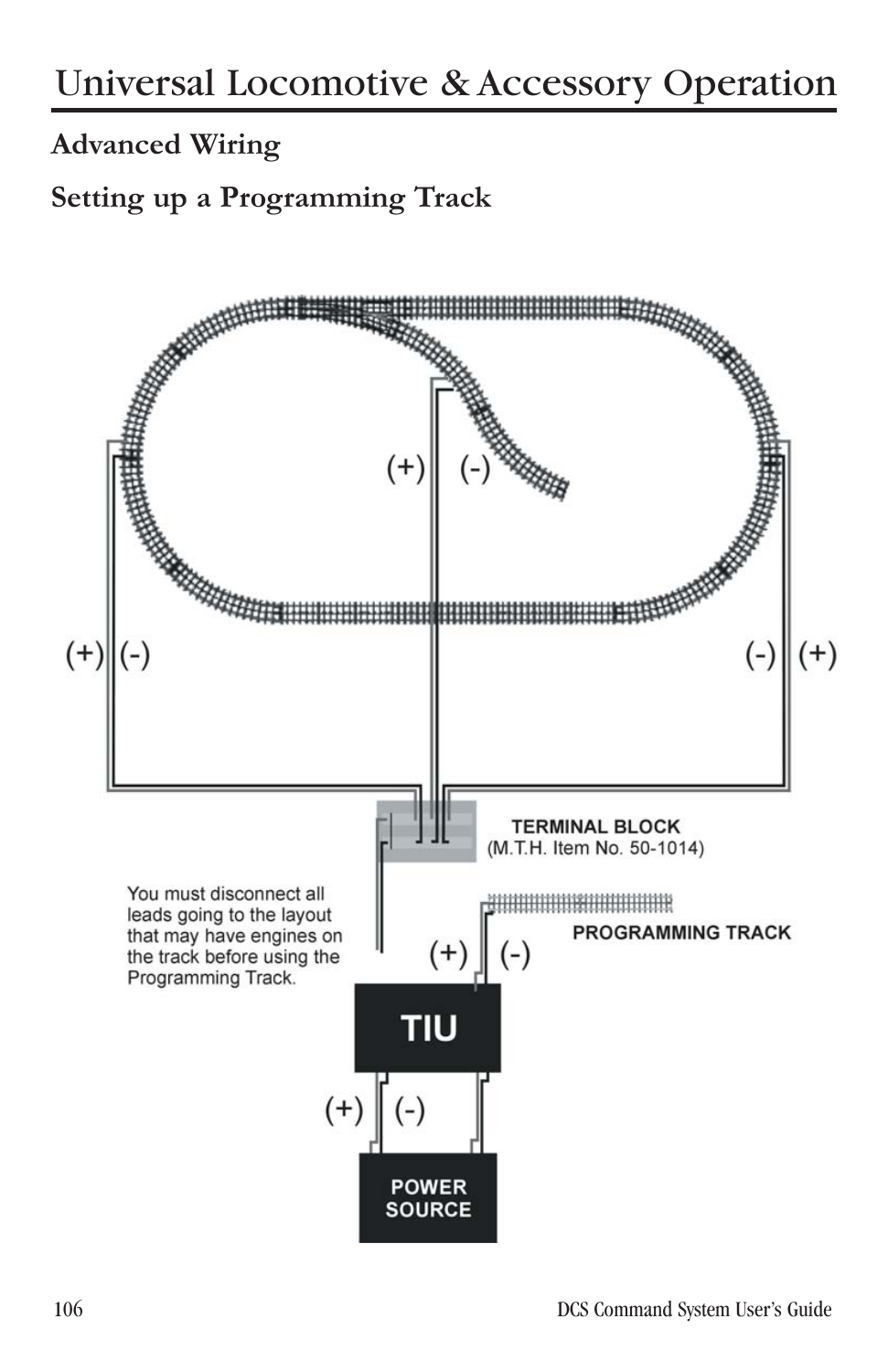# Universal Locomotive & Accessory Operation

## Advanced Wiring

## Setting up a Programming Track

(+) (-)

(+) (-)

(-) (+)

TERMINAL BLOCK
(M.T.H. Item No. 50-1014)

You must disconnect all leads going to the layout that may have engines on the track before using the Programming Track.

(+) (-)

PROGRAMMING TRACK

TIU

(+) (-)

POWER SOURCE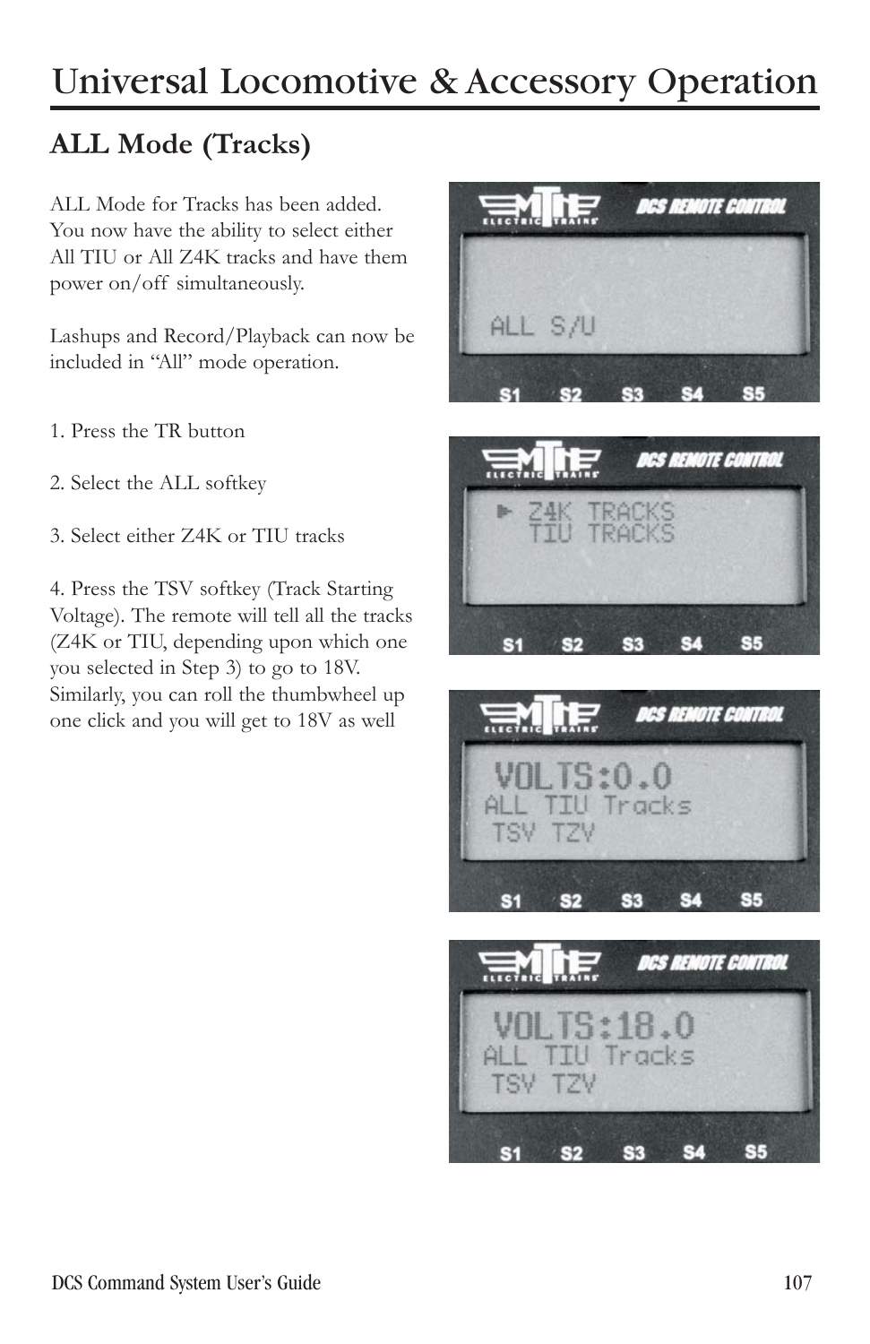# Universal Locomotive & Accessory Operation

## ALL Mode (Tracks)

ALL Mode for Tracks has been added. You now have the ability to select either All TIU or All Z4K tracks and have them power on/off simultaneously.

Lashups and Record/Playback can now be included in "All" mode operation.

1. Press the TR button

2. Select the ALL softkey

3. Select either Z4K or TIU tracks

4. Press the TSV softkey (Track Starting Voltage). The remote will tell all the tracks (Z4K or TIU, depending upon which one you selected in Step 3) to go to 18V. Similarly, you can roll the thumbwheel up one click and you will get to 18V as well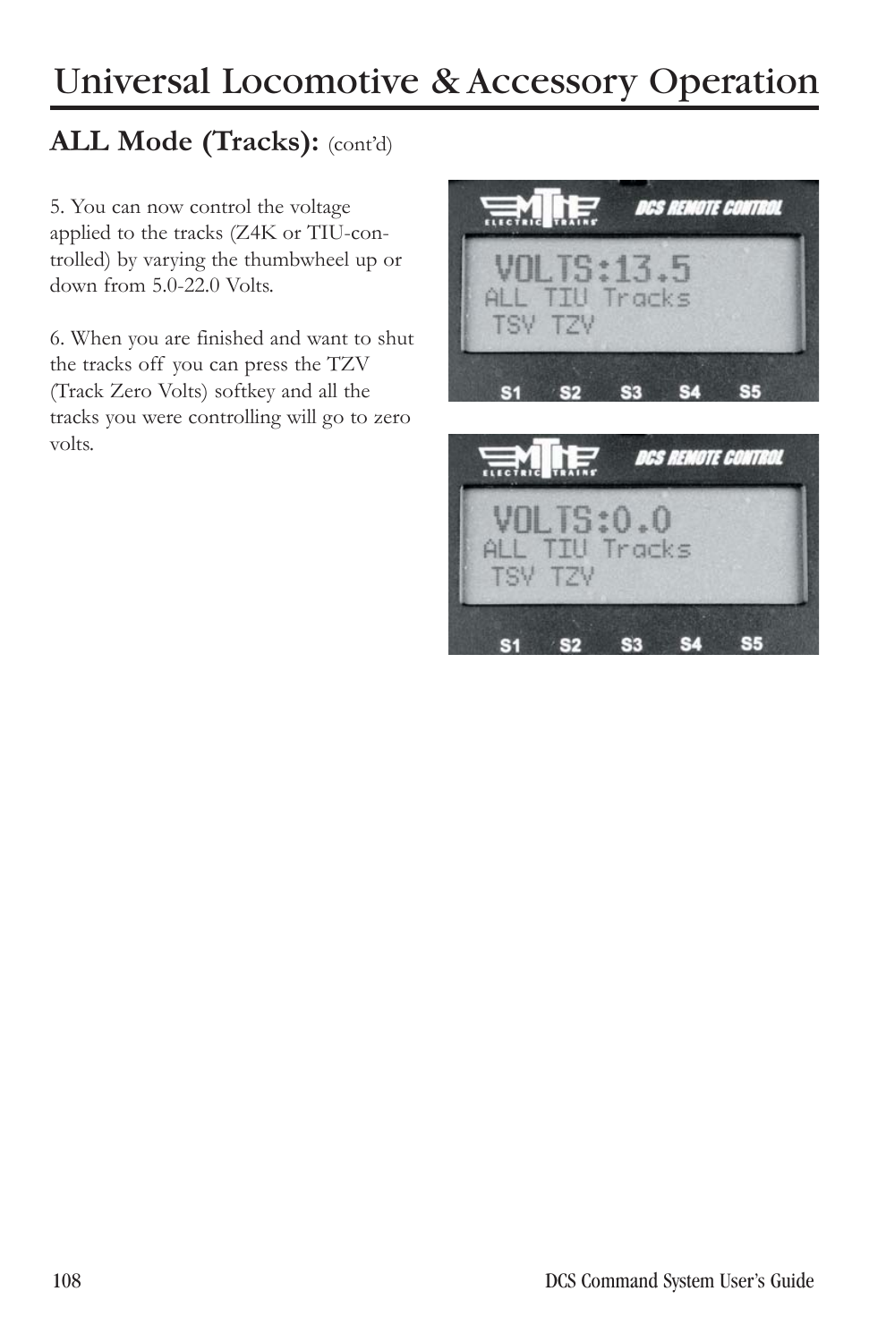# Universal Locomotive & Accessory Operation

## ALL Mode (Tracks): (cont'd)

5. You can now control the voltage applied to the tracks (Z4K or TIU-controlled) by varying the thumbwheel up or down from 5.0-22.0 Volts.

6. When you are finished and want to shut the tracks off you can press the TZV (Track Zero Volts) softkey and all the tracks you were controlling will go to zero volts.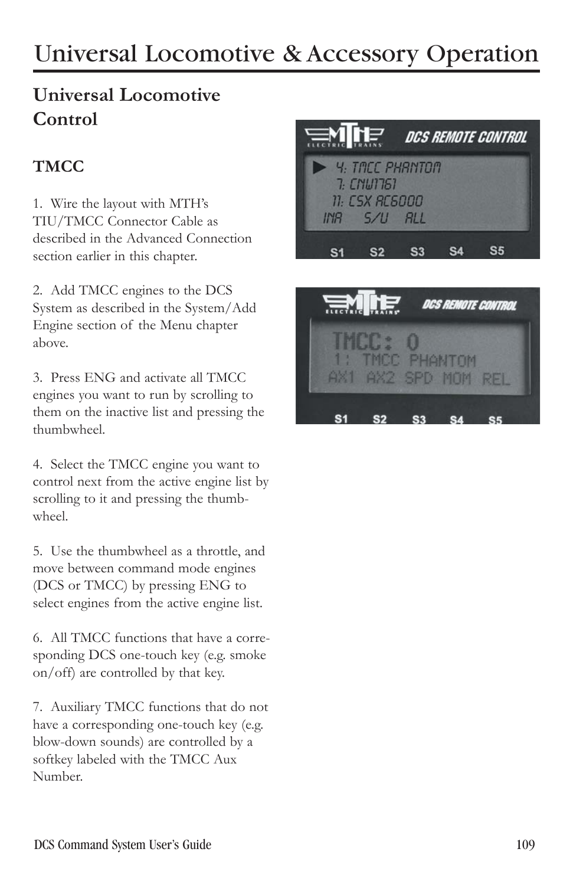# Universal Locomotive & Accessory Operation

## Universal Locomotive Control

### TMCC

1. Wire the layout with MTH's TIU/TMCC Connector Cable as described in the Advanced Connection section earlier in this chapter.

2. Add TMCC engines to the DCS System as described in the System/Add Engine section of the Menu chapter above.

3. Press ENG and activate all TMCC engines you want to run by scrolling to them on the inactive list and pressing the thumbwheel.

4. Select the TMCC engine you want to control next from the active engine list by scrolling to it and pressing the thumbwheel.

5. Use the thumbwheel as a throttle, and move between command mode engines (DCS or TMCC) by pressing ENG to select engines from the active engine list.

6. All TMCC functions that have a corresponding DCS one-touch key (e.g. smoke on/off) are controlled by that key.

7. Auxiliary TMCC functions that do not have a corresponding one-touch key (e.g. blow-down sounds) are controlled by a softkey labeled with the TMCC Aux Number.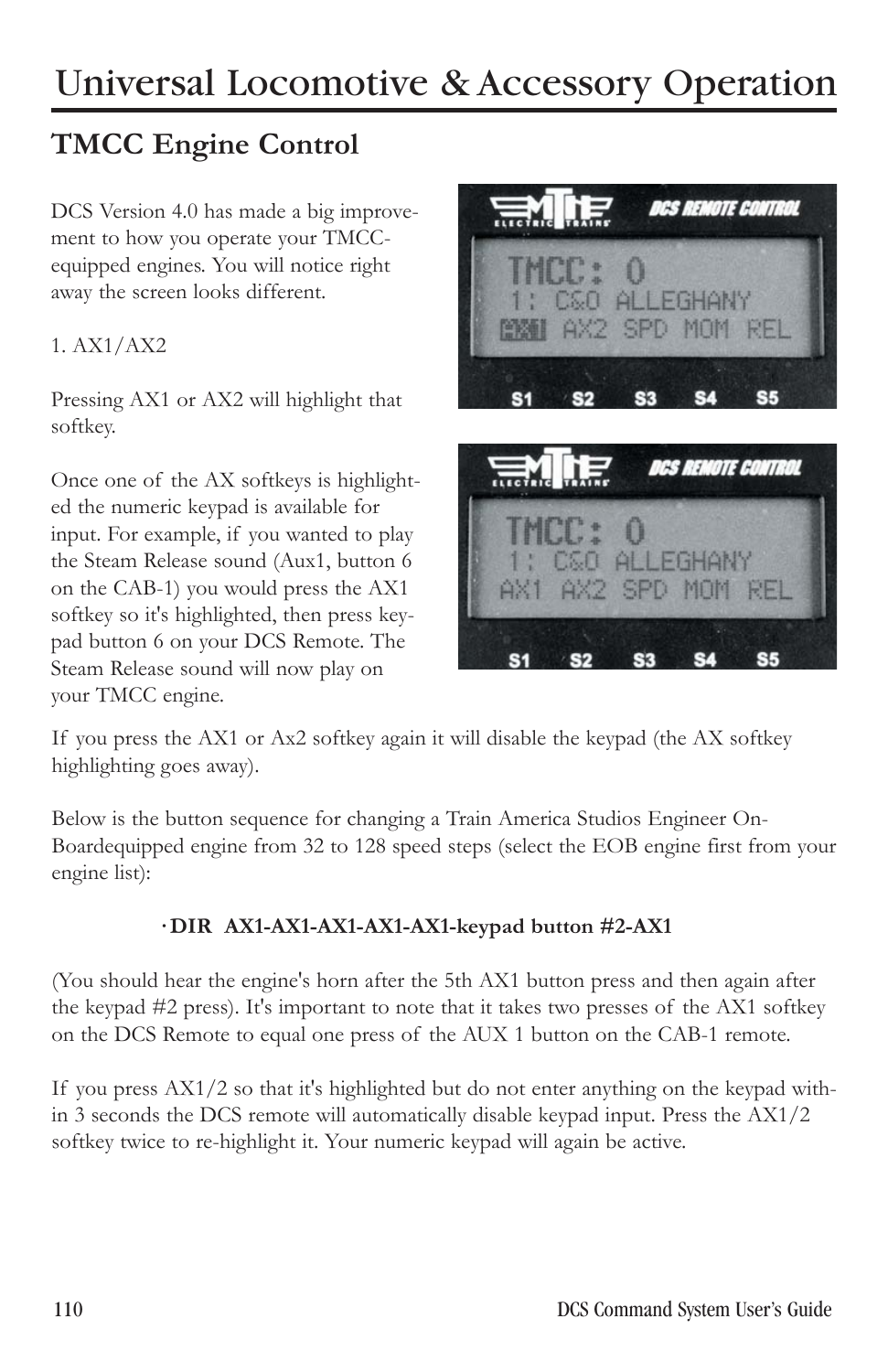# Universal Locomotive & Accessory Operation

## Tmcc Engine Control

DCS Version 4.0 has made a big improvement to how you operate your TMCC-equipped engines. You will notice right away the screen looks different.

1. AX1/AX2

Pressing AX1 or AX2 will highlight that softkey.

Once one of the AX softkeys is highlighted the numeric keypad is available for input. For example, if you wanted to play the Steam Release sound (Aux1, button 6 on the CAB-1) you would press the AX1 softkey so it's highlighted, then press keypad button 6 on your DCS Remote. The Steam Release sound will now play on your TMCC engine.

If you press the AX1 or Ax2 softkey again it will disable the keypad (the AX softkey highlighting goes away).

Below is the button sequence for changing a Train America Studios Engineer On-Boardequipped engine from 32 to 128 speed steps (select the EOB engine first from your engine list):

- **DIR AX1-AX1-AX1-AX1-AX1-keypad button #2-AX1**

(You should hear the engine's horn after the 5th AX1 button press and then again after the keypad #2 press). It's important to note that it takes two presses of the AX1 softkey on the DCS Remote to equal one press of the AUX 1 button on the CAB-1 remote.

If you press AX1/2 so that it's highlighted but do not enter anything on the keypad within 3 seconds the DCS remote will automatically disable keypad input. Press the AX1/2 softkey twice to re-highlight it. Your numeric keypad will again be active.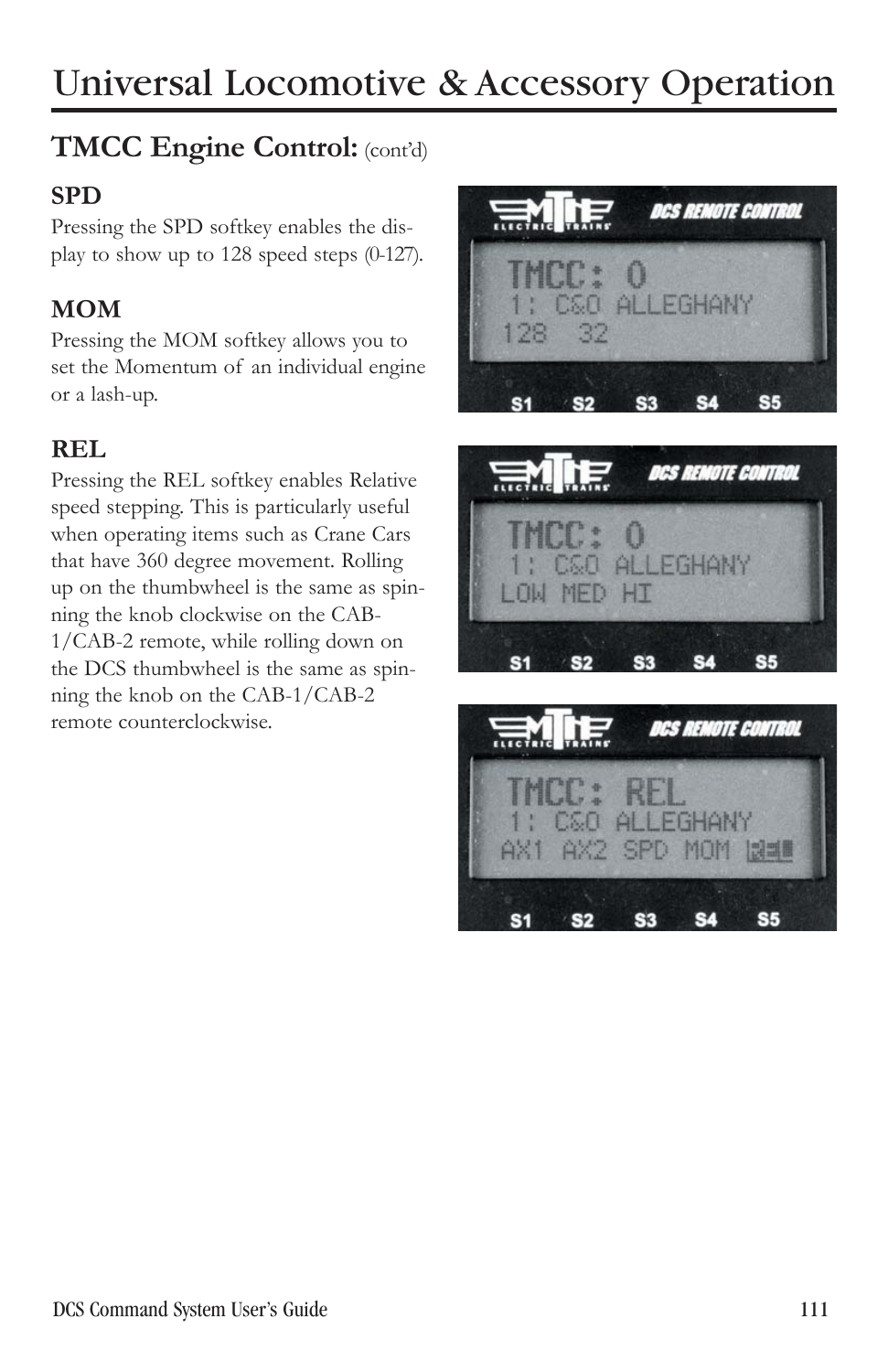# Universal Locomotive & Accessory Operation

## Tmcc Engine Control: (cont'd)

### SPD

Pressing the SPD softkey enables the display to show up to 128 speed steps (0-127).

### MOM

Pressing the MOM softkey allows you to set the Momentum of an individual engine or a lash-up.

### REL

Pressing the REL softkey enables Relative speed stepping. This is particularly useful when operating items such as Crane Cars that have 360 degree movement. Rolling up on the thumbwheel is the same as spinning the knob clockwise on the CAB-1/CAB-2 remote, while rolling down on the DCS thumbwheel is the same as spinning the knob on the CAB-1/CAB-2 remote counterclockwise.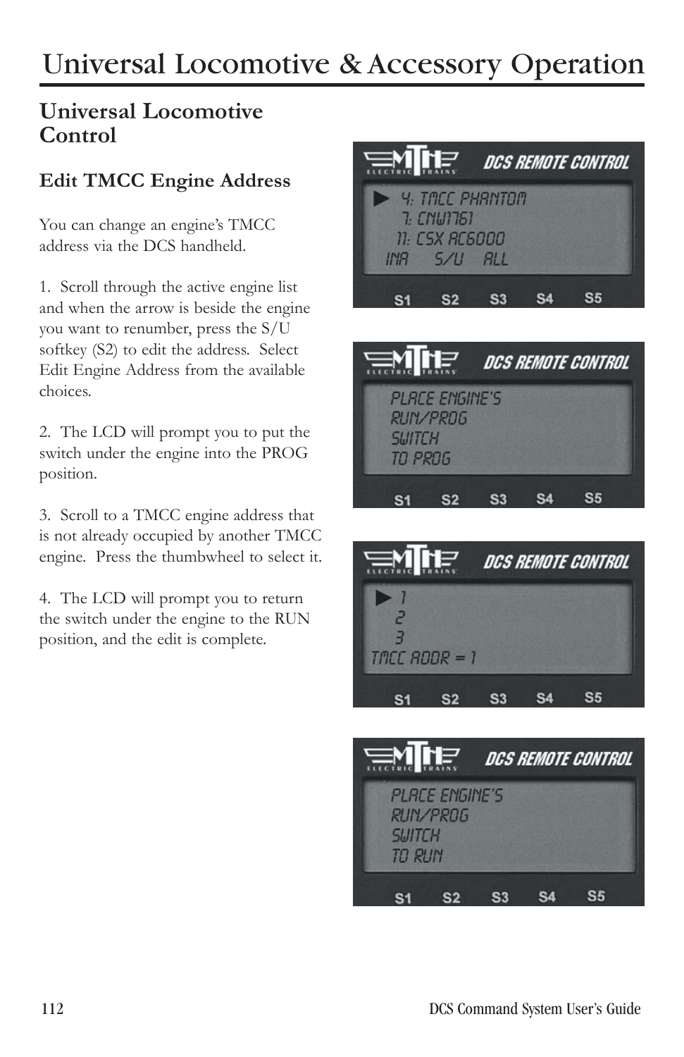# Universal Locomotive & Accessory Operation

## Universal Locomotive Control

### Edit TMCC Engine Address

You can change an engine's TMCC address via the DCS handheld.

1. Scroll through the active engine list and when the arrow is beside the engine you want to renumber, press the S/U softkey (S2) to edit the address. Select Edit Engine Address from the available choices.

2. The LCD will prompt you to put the switch under the engine into the PROG position.

3. Scroll to a TMCC engine address that is not already occupied by another TMCC engine. Press the thumbwheel to select it.

4. The LCD will prompt you to return the switch under the engine to the RUN position, and the edit is complete.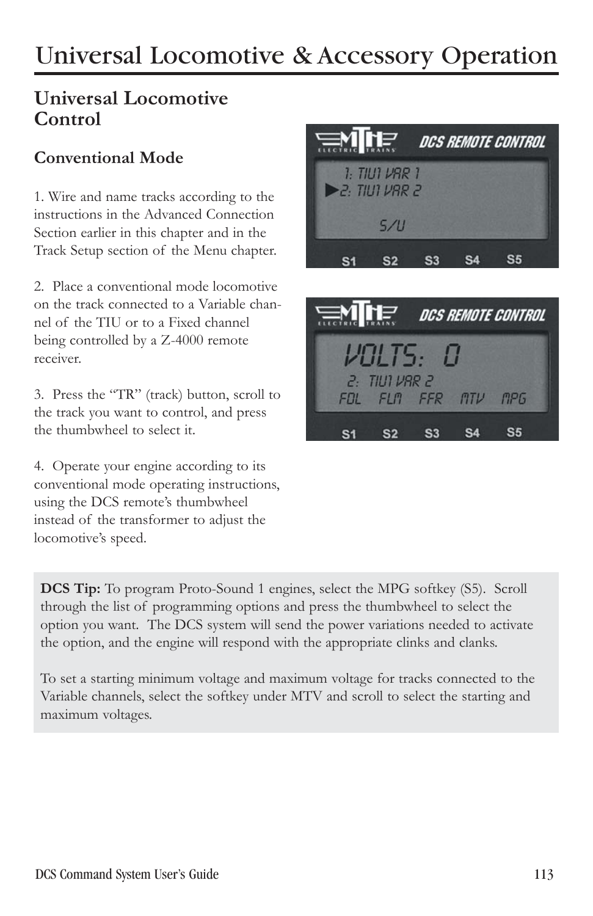# Universal Locomotive & Accessory Operation

## Universal Locomotive Control

### Conventional Mode

1. Wire and name tracks according to the instructions in the Advanced Connection Section earlier in this chapter and in the Track Setup section of the Menu chapter.

2. Place a conventional mode locomotive on the track connected to a Variable channel of the TIU or to a Fixed channel being controlled by a Z-4000 remote receiver.

3. Press the "TR" (track) button, scroll to the track you want to control, and press the thumbwheel to select it.

4. Operate your engine according to its conventional mode operating instructions, using the DCS remote's thumbwheel instead of the transformer to adjust the locomotive's speed.

**DCS Tip:** To program Proto-Sound 1 engines, select the MPG softkey (S5). Scroll through the list of programming options and press the thumbwheel to select the option you want. The DCS system will send the power variations needed to activate the option, and the engine will respond with the appropriate clinks and clanks.

To set a starting minimum voltage and maximum voltage for tracks connected to the Variable channels, select the softkey under MTV and scroll to select the starting and maximum voltages.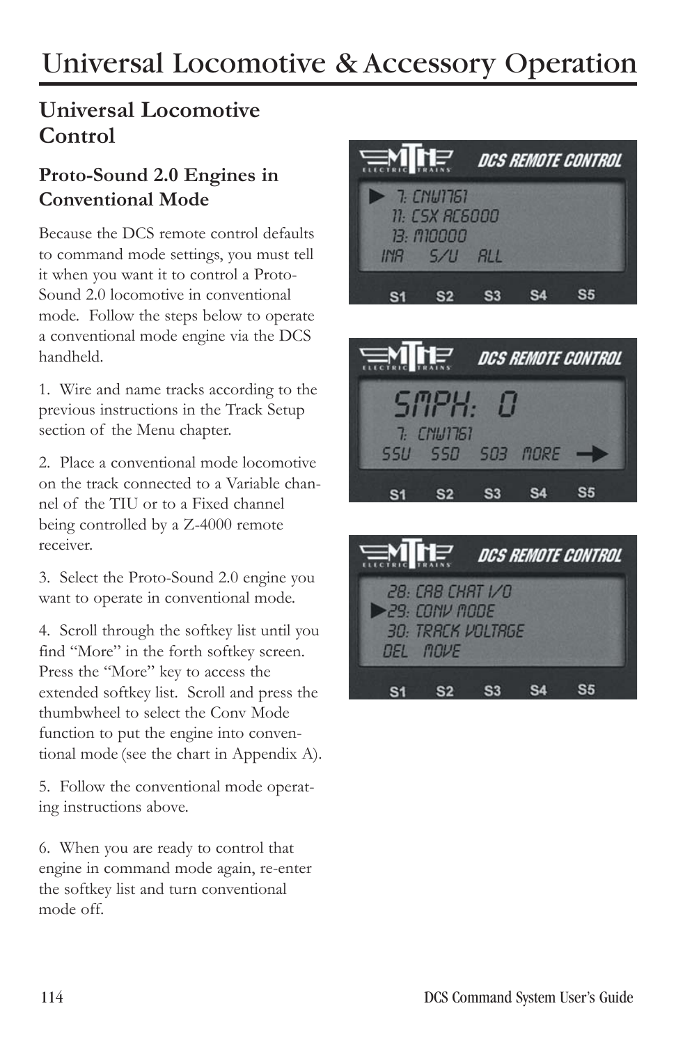# Universal Locomotive & Accessory Operation

## Universal Locomotive Control

### Proto-Sound 2.0 Engines in Conventional Mode

Because the DCS remote control defaults to command mode settings, you must tell it when you want it to control a Proto-Sound 2.0 locomotive in conventional mode. Follow the steps below to operate a conventional mode engine via the DCS handheld.

1. Wire and name tracks according to the previous instructions in the Track Setup section of the Menu chapter.

2. Place a conventional mode locomotive on the track connected to a Variable channel of the TIU or to a Fixed channel being controlled by a Z-4000 remote receiver.

3. Select the Proto-Sound 2.0 engine you want to operate in conventional mode.

4. Scroll through the softkey list until you find "More" in the forth softkey screen. Press the "More" key to access the extended softkey list. Scroll and press the thumbwheel to select the Conv Mode function to put the engine into conventional mode (see the chart in Appendix A).

5. Follow the conventional mode operating instructions above.

6. When you are ready to control that engine in command mode again, re-enter the softkey list and turn conventional mode off.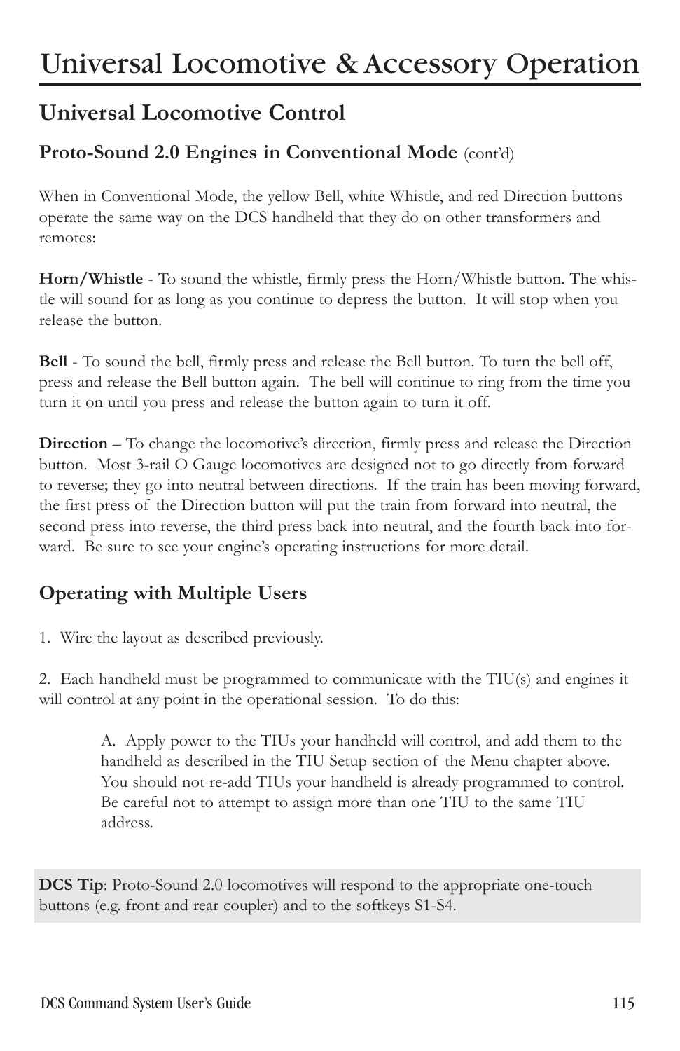# Universal Locomotive & Accessory Operation

## Universal Locomotive Control

### Proto-Sound 2.0 Engines in Conventional Mode (cont'd)

When in Conventional Mode, the yellow Bell, white Whistle, and red Direction buttons operate the same way on the DCS handheld that they do on other transformers and remotes:

**Horn/Whistle** - To sound the whistle, firmly press the Horn/Whistle button. The whistle will sound for as long as you continue to depress the button. It will stop when you release the button.

**Bell** - To sound the bell, firmly press and release the Bell button. To turn the bell off, press and release the Bell button again. The bell will continue to ring from the time you turn it on until you press and release the button again to turn it off.

**Direction** – To change the locomotive's direction, firmly press and release the Direction button. Most 3-rail O Gauge locomotives are designed not to go directly from forward to reverse; they go into neutral between directions. If the train has been moving forward, the first press of the Direction button will put the train from forward into neutral, the second press into reverse, the third press back into neutral, and the fourth back into forward. Be sure to see your engine's operating instructions for more detail.

### Operating with Multiple Users

1. Wire the layout as described previously.

2. Each handheld must be programmed to communicate with the TIU(s) and engines it will control at any point in the operational session. To do this:

   A. Apply power to the TIUs your handheld will control, and add them to the handheld as described in the TIU Setup section of the Menu chapter above. You should not re-add TIUs your handheld is already programmed to control. Be careful not to attempt to assign more than one TIU to the same TIU address.

**DCS Tip**: Proto-Sound 2.0 locomotives will respond to the appropriate one-touch buttons (e.g. front and rear coupler) and to the softkeys S1-S4.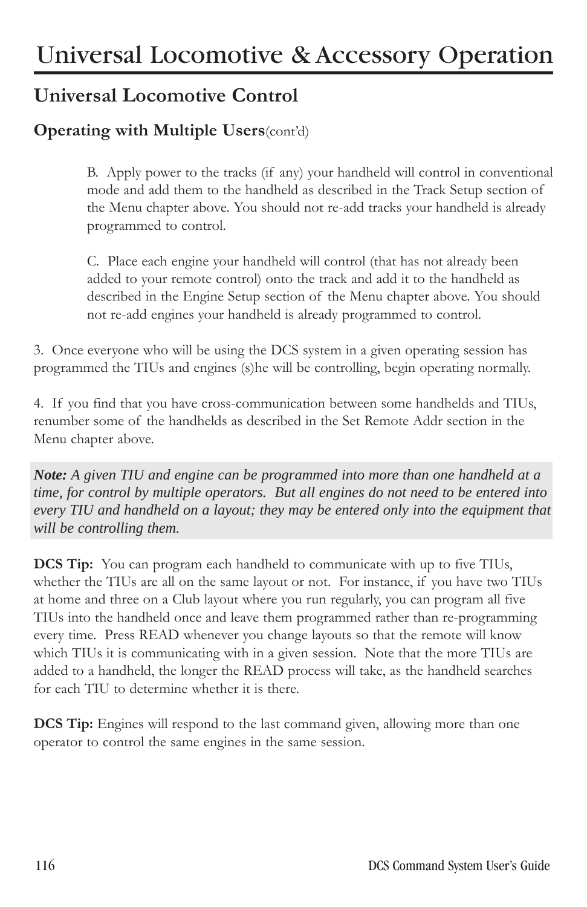# Universal Locomotive & Accessory Operation

## Universal Locomotive Control

### Operating with Multiple Users(cont'd)

B. Apply power to the tracks (if any) your handheld will control in conventional mode and add them to the handheld as described in the Track Setup section of the Menu chapter above. You should not re-add tracks your handheld is already programmed to control.

C. Place each engine your handheld will control (that has not already been added to your remote control) onto the track and add it to the handheld as described in the Engine Setup section of the Menu chapter above. You should not re-add engines your handheld is already programmed to control.

3. Once everyone who will be using the DCS system in a given operating session has programmed the TIUs and engines (s)he will be controlling, begin operating normally.

4. If you find that you have cross-communication between some handhelds and TIUs, renumber some of the handhelds as described in the Set Remote Addr section in the Menu chapter above.

***Note:*** *A given TIU and engine can be programmed into more than one handheld at a time, for control by multiple operators. But all engines do not need to be entered into every TIU and handheld on a layout; they may be entered only into the equipment that will be controlling them.*

**DCS Tip:** You can program each handheld to communicate with up to five TIUs, whether the TIUs are all on the same layout or not. For instance, if you have two TIUs at home and three on a Club layout where you run regularly, you can program all five TIUs into the handheld once and leave them programmed rather than re-programming every time. Press READ whenever you change layouts so that the remote will know which TIUs it is communicating with in a given session. Note that the more TIUs are added to a handheld, the longer the READ process will take, as the handheld searches for each TIU to determine whether it is there.

**DCS Tip:** Engines will respond to the last command given, allowing more than one operator to control the same engines in the same session.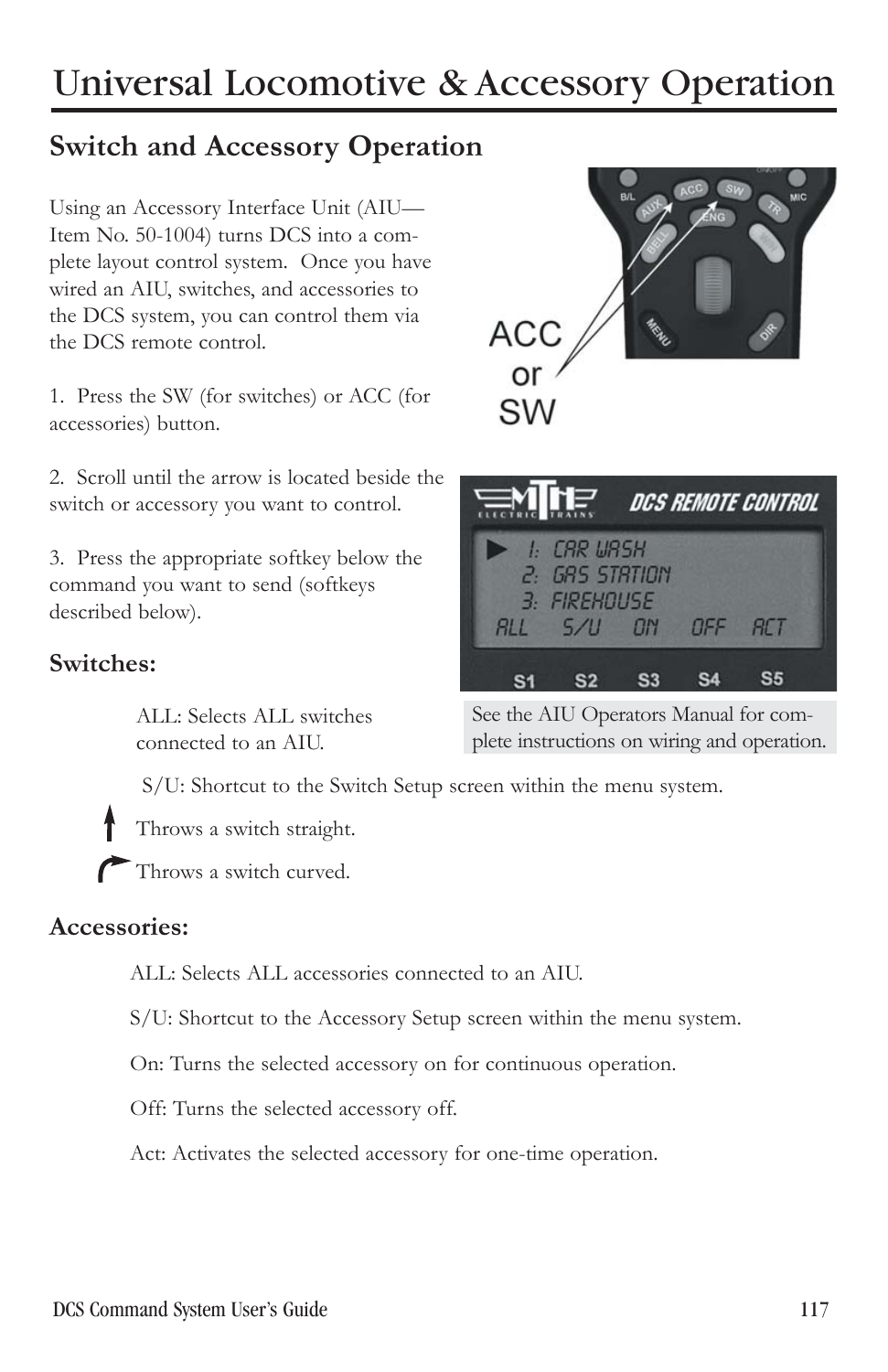# Universal Locomotive & Accessory Operation

## Switch and Accessory Operation

Using an Accessory Interface Unit (AIU—Item No. 50-1004) turns DCS into a complete layout control system. Once you have wired an AIU, switches, and accessories to the DCS system, you can control them via the DCS remote control.

1. Press the SW (for switches) or ACC (for accessories) button.

2. Scroll until the arrow is located beside the switch or accessory you want to control.

3. Press the appropriate softkey below the command you want to send (softkeys described below).

See the AIU Operators Manual for complete instructions on wiring and operation.

### Switches:

ALL: Selects ALL switches connected to an AIU.

S/U: Shortcut to the Switch Setup screen within the menu system.

↑ Throws a switch straight.

↱ Throws a switch curved.

### Accessories:

ALL: Selects ALL accessories connected to an AIU.

S/U: Shortcut to the Accessory Setup screen within the menu system.

On: Turns the selected accessory on for continuous operation.

Off: Turns the selected accessory off.

Act: Activates the selected accessory for one-time operation.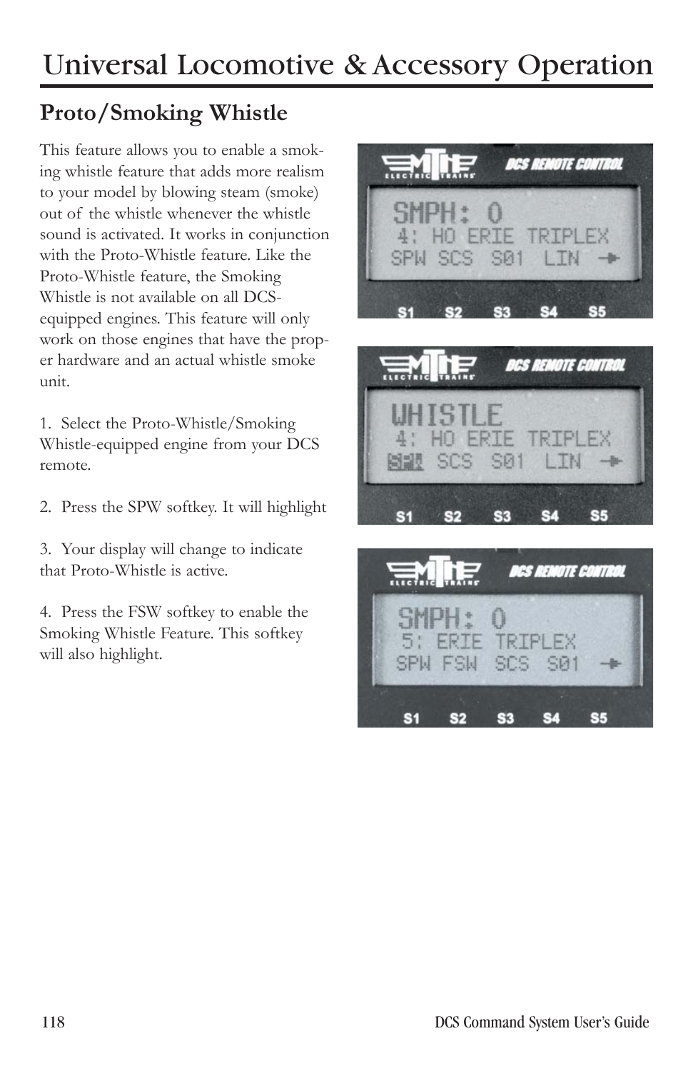# Universal Locomotive & Accessory Operation

## Proto/Smoking Whistle

This feature allows you to enable a smoking whistle feature that adds more realism to your model by blowing steam (smoke) out of the whistle whenever the whistle sound is activated. It works in conjunction with the Proto-Whistle feature. Like the Proto-Whistle feature, the Smoking Whistle is not available on all DCS-equipped engines. This feature will only work on those engines that have the proper hardware and an actual whistle smoke unit.

1. Select the Proto-Whistle/Smoking Whistle-equipped engine from your DCS remote.

2. Press the SPW softkey. It will highlight

3. Your display will change to indicate that Proto-Whistle is active.

4. Press the FSW softkey to enable the Smoking Whistle Feature. This softkey will also highlight.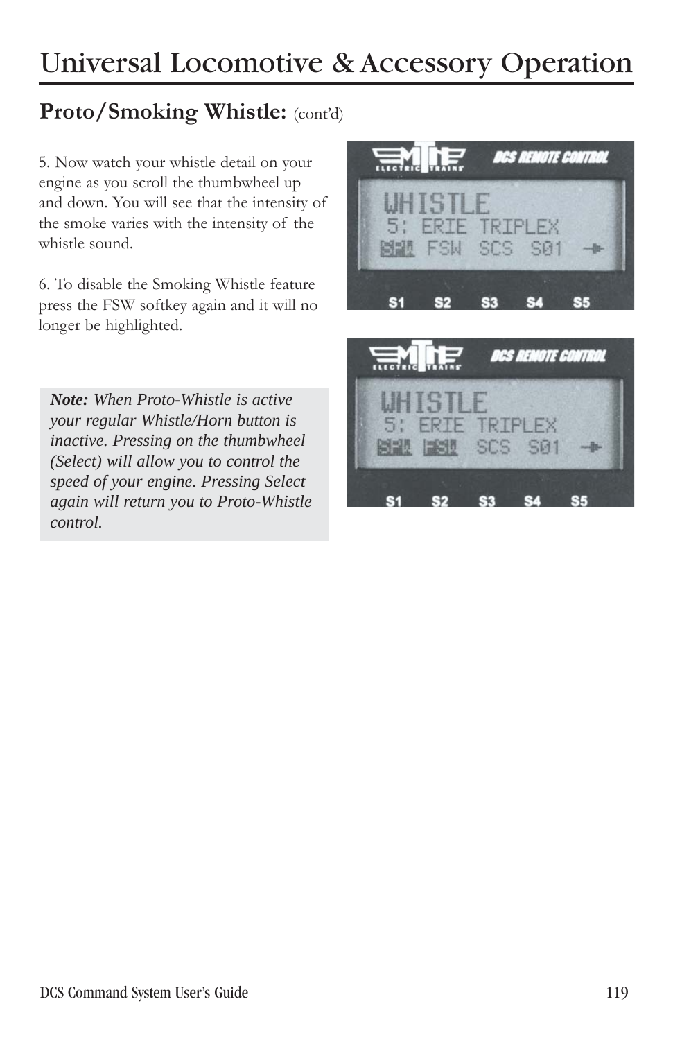# Universal Locomotive & Accessory Operation

## Proto/Smoking Whistle: (cont'd)

5. Now watch your whistle detail on your engine as you scroll the thumbwheel up and down. You will see that the intensity of the smoke varies with the intensity of the whistle sound.

6. To disable the Smoking Whistle feature press the FSW softkey again and it will no longer be highlighted.

> ***Note:*** *When Proto-Whistle is active your regular Whistle/Horn button is inactive. Pressing on the thumbwheel (Select) will allow you to control the speed of your engine. Pressing Select again will return you to Proto-Whistle control.*